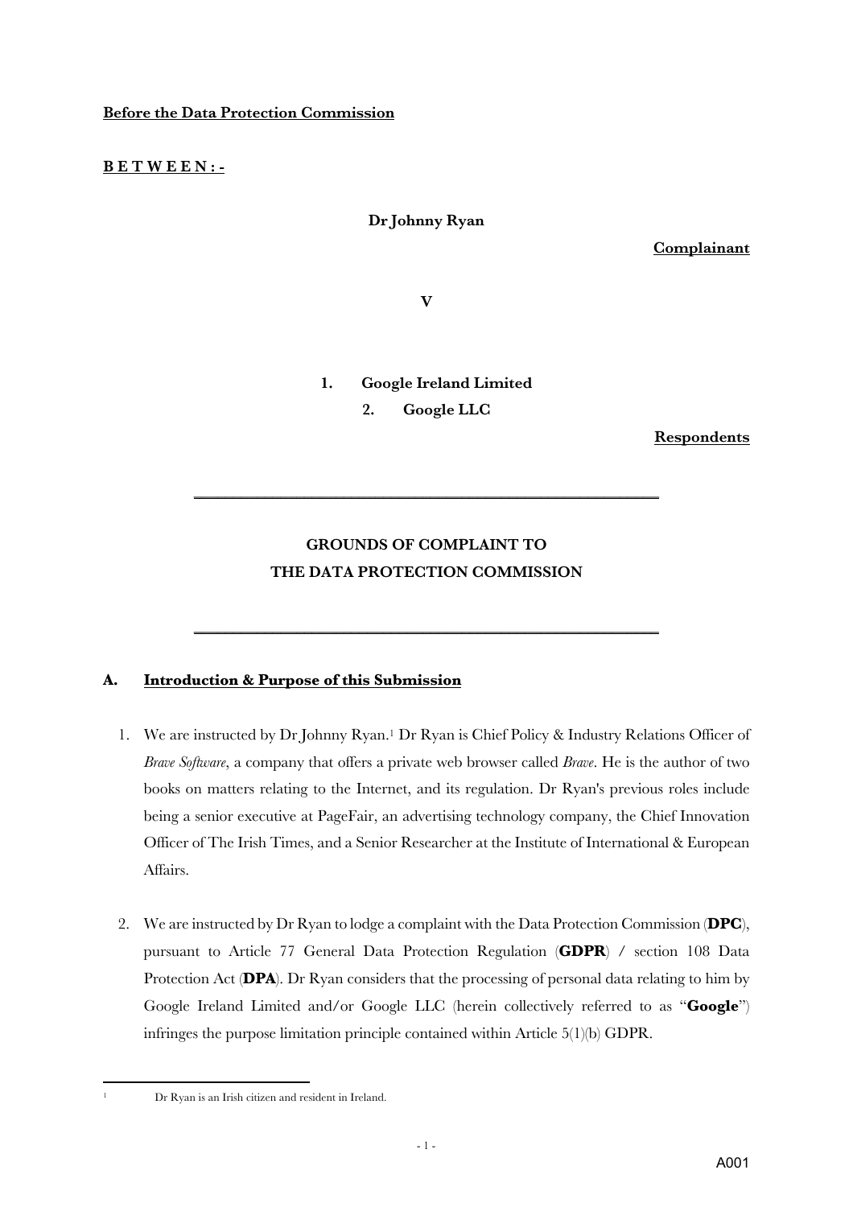**Before the Data Protection Commission**

**B E T W E E N : -**

**Dr Johnny Ryan**

**Complainant**

**V**

1. **Google Ireland Limited**
2. **Google LLC**

**Respondents**

---

**GROUNDS OF COMPLAINT TO**
**THE DATA PROTECTION COMMISSION**

---

## A. Introduction & Purpose of this Submission

1. We are instructed by Dr Johnny Ryan.[1] Dr Ryan is Chief Policy & Industry Relations Officer of *Brave Software*, a company that offers a private web browser called *Brave*. He is the author of two books on matters relating to the Internet, and its regulation. Dr Ryan's previous roles include being a senior executive at PageFair, an advertising technology company, the Chief Innovation Officer of The Irish Times, and a Senior Researcher at the Institute of International & European Affairs.

2. We are instructed by Dr Ryan to lodge a complaint with the Data Protection Commission (**DPC**), pursuant to Article 77 General Data Protection Regulation (**GDPR**) / section 108 Data Protection Act (**DPA**). Dr Ryan considers that the processing of personal data relating to him by Google Ireland Limited and/or Google LLC (herein collectively referred to as "**Google**") infringes the purpose limitation principle contained within Article 5(1)(b) GDPR.

---

[1] Dr Ryan is an Irish citizen and resident in Ireland.

A001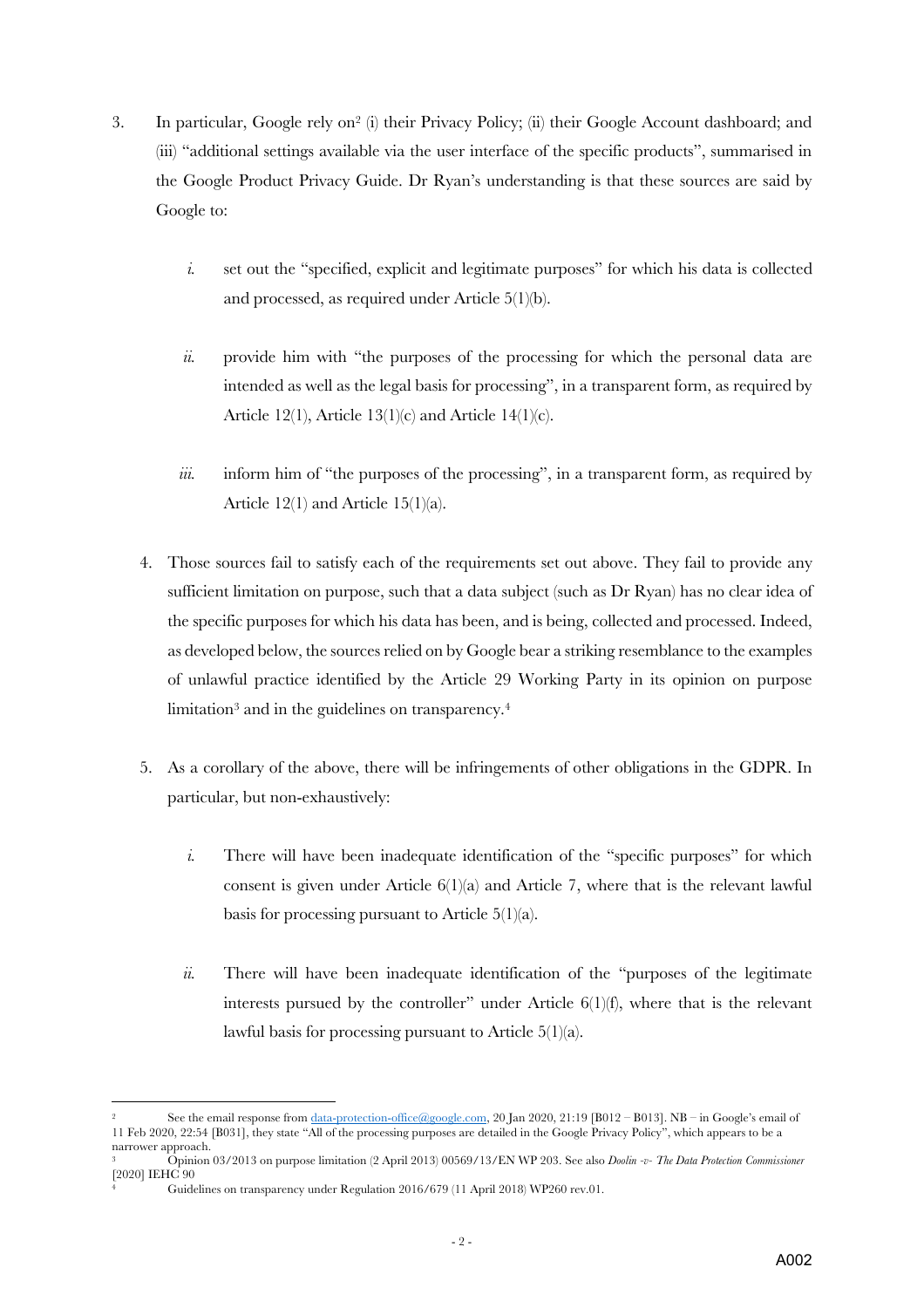3. In particular, Google rely on[2] (i) their Privacy Policy; (ii) their Google Account dashboard; and (iii) "additional settings available via the user interface of the specific products", summarised in the Google Product Privacy Guide. Dr Ryan's understanding is that these sources are said by Google to:

   *i.* set out the "specified, explicit and legitimate purposes" for which his data is collected and processed, as required under Article 5(1)(b).

   *ii.* provide him with "the purposes of the processing for which the personal data are intended as well as the legal basis for processing", in a transparent form, as required by Article 12(1), Article 13(1)(c) and Article 14(1)(c).

   *iii.* inform him of "the purposes of the processing", in a transparent form, as required by Article 12(1) and Article 15(1)(a).

4. Those sources fail to satisfy each of the requirements set out above. They fail to provide any sufficient limitation on purpose, such that a data subject (such as Dr Ryan) has no clear idea of the specific purposes for which his data has been, and is being, collected and processed. Indeed, as developed below, the sources relied on by Google bear a striking resemblance to the examples of unlawful practice identified by the Article 29 Working Party in its opinion on purpose limitation[3] and in the guidelines on transparency.[4]

5. As a corollary of the above, there will be infringements of other obligations in the GDPR. In particular, but non-exhaustively:

   *i.* There will have been inadequate identification of the "specific purposes" for which consent is given under Article 6(1)(a) and Article 7, where that is the relevant lawful basis for processing pursuant to Article 5(1)(a).

   *ii.* There will have been inadequate identification of the "purposes of the legitimate interests pursued by the controller" under Article 6(1)(f), where that is the relevant lawful basis for processing pursuant to Article 5(1)(a).

---

[2] See the email response from data-protection-office@google.com, 20 Jan 2020, 21:19 [B012 – B013]. NB – in Google's email of 11 Feb 2020, 22:54 [B031], they state "All of the processing purposes are detailed in the Google Privacy Policy", which appears to be a narrower approach.

[3] Opinion 03/2013 on purpose limitation (2 April 2013) 00569/13/EN WP 203. See also *Doolin -v- The Data Protection Commissioner* [2020] IEHC 90

[4] Guidelines on transparency under Regulation 2016/679 (11 April 2018) WP260 rev.01.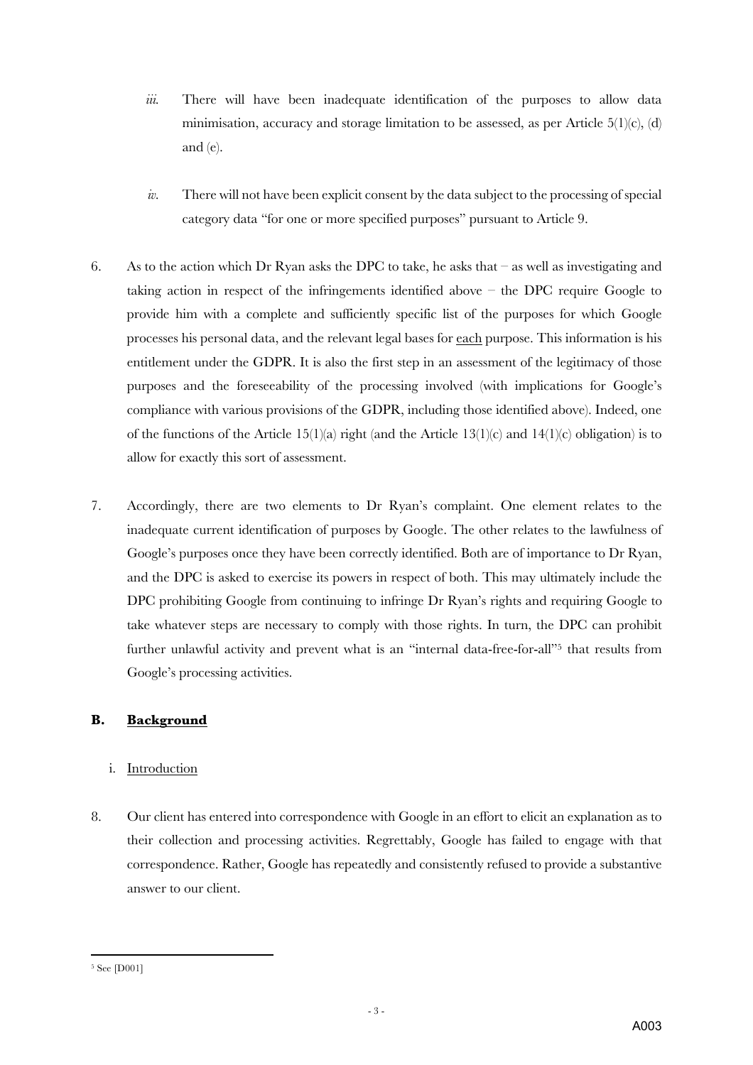*iii.* There will have been inadequate identification of the purposes to allow data minimisation, accuracy and storage limitation to be assessed, as per Article 5(1)(c), (d) and (e).

*iv.* There will not have been explicit consent by the data subject to the processing of special category data "for one or more specified purposes" pursuant to Article 9.

6. As to the action which Dr Ryan asks the DPC to take, he asks that – as well as investigating and taking action in respect of the infringements identified above – the DPC require Google to provide him with a complete and sufficiently specific list of the purposes for which Google processes his personal data, and the relevant legal bases for <u>each</u> purpose. This information is his entitlement under the GDPR. It is also the first step in an assessment of the legitimacy of those purposes and the foreseeability of the processing involved (with implications for Google's compliance with various provisions of the GDPR, including those identified above). Indeed, one of the functions of the Article 15(1)(a) right (and the Article 13(1)(c) and 14(1)(c) obligation) is to allow for exactly this sort of assessment.

7. Accordingly, there are two elements to Dr Ryan's complaint. One element relates to the inadequate current identification of purposes by Google. The other relates to the lawfulness of Google's purposes once they have been correctly identified. Both are of importance to Dr Ryan, and the DPC is asked to exercise its powers in respect of both. This may ultimately include the DPC prohibiting Google from continuing to infringe Dr Ryan's rights and requiring Google to take whatever steps are necessary to comply with those rights. In turn, the DPC can prohibit further unlawful activity and prevent what is an "internal data-free-for-all"[5] that results from Google's processing activities.

## B. <u>Background</u>

### i. <u>Introduction</u>

8. Our client has entered into correspondence with Google in an effort to elicit an explanation as to their collection and processing activities. Regrettably, Google has failed to engage with that correspondence. Rather, Google has repeatedly and consistently refused to provide a substantive answer to our client.

---

[5] See [D001]

A003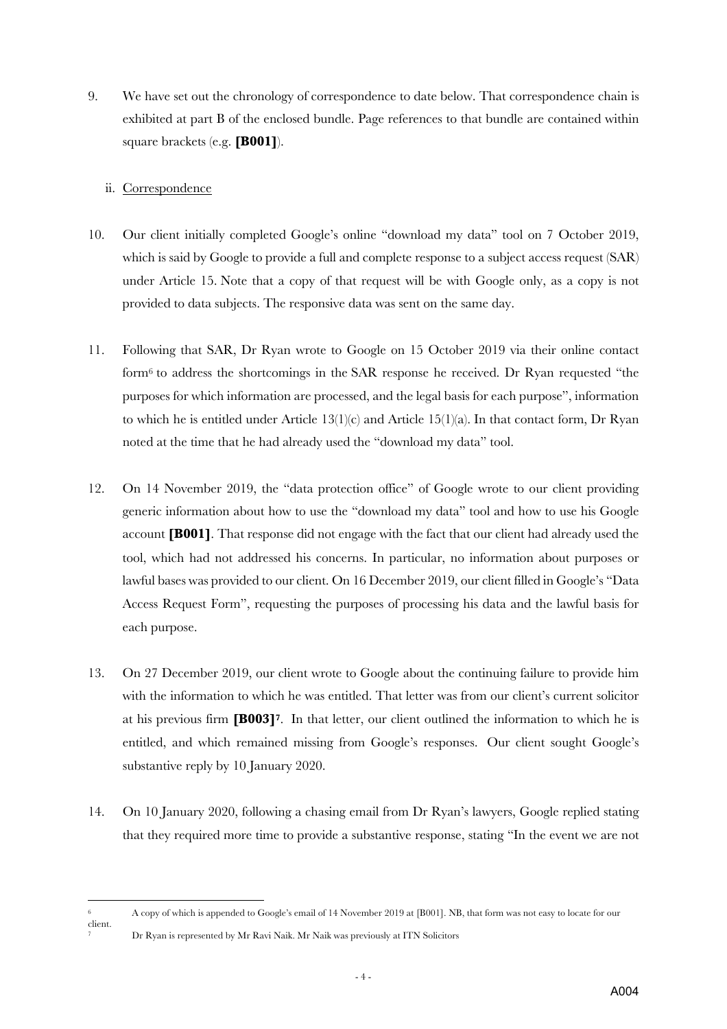9. We have set out the chronology of correspondence to date below. That correspondence chain is exhibited at part B of the enclosed bundle. Page references to that bundle are contained within square brackets (e.g. **[B001]**).

ii. Correspondence

10. Our client initially completed Google's online "download my data" tool on 7 October 2019, which is said by Google to provide a full and complete response to a subject access request (SAR) under Article 15. Note that a copy of that request will be with Google only, as a copy is not provided to data subjects. The responsive data was sent on the same day.

11. Following that SAR, Dr Ryan wrote to Google on 15 October 2019 via their online contact form[6] to address the shortcomings in the SAR response he received. Dr Ryan requested "the purposes for which information are processed, and the legal basis for each purpose", information to which he is entitled under Article 13(1)(c) and Article 15(1)(a). In that contact form, Dr Ryan noted at the time that he had already used the "download my data" tool.

12. On 14 November 2019, the "data protection office" of Google wrote to our client providing generic information about how to use the "download my data" tool and how to use his Google account **[B001]**. That response did not engage with the fact that our client had already used the tool, which had not addressed his concerns. In particular, no information about purposes or lawful bases was provided to our client. On 16 December 2019, our client filled in Google's "Data Access Request Form", requesting the purposes of processing his data and the lawful basis for each purpose.

13. On 27 December 2019, our client wrote to Google about the continuing failure to provide him with the information to which he was entitled. That letter was from our client's current solicitor at his previous firm **[B003]**[7]. In that letter, our client outlined the information to which he is entitled, and which remained missing from Google's responses. Our client sought Google's substantive reply by 10 January 2020.

14. On 10 January 2020, following a chasing email from Dr Ryan's lawyers, Google replied stating that they required more time to provide a substantive response, stating "In the event we are not

---

[6] A copy of which is appended to Google's email of 14 November 2019 at [B001]. NB, that form was not easy to locate for our client.

[7] Dr Ryan is represented by Mr Ravi Naik. Mr Naik was previously at ITN Solicitors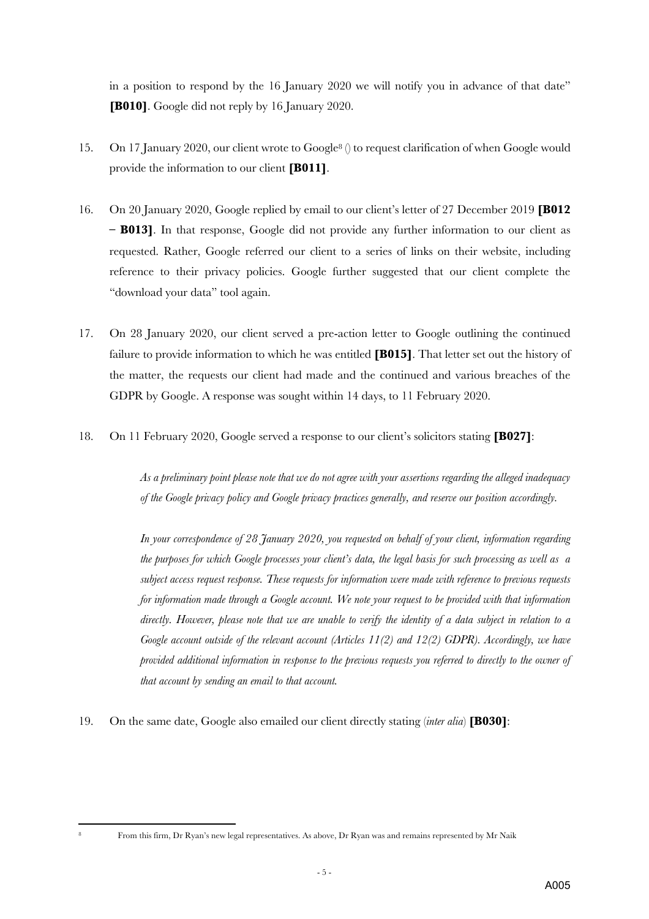in a position to respond by the 16 January 2020 we will notify you in advance of that date" **[B010]**. Google did not reply by 16 January 2020.

15. On 17 January 2020, our client wrote to Google[8] () to request clarification of when Google would provide the information to our client **[B011]**.

16. On 20 January 2020, Google replied by email to our client's letter of 27 December 2019 **[B012 – B013]**. In that response, Google did not provide any further information to our client as requested. Rather, Google referred our client to a series of links on their website, including reference to their privacy policies. Google further suggested that our client complete the "download your data" tool again.

17. On 28 January 2020, our client served a pre-action letter to Google outlining the continued failure to provide information to which he was entitled **[B015]**. That letter set out the history of the matter, the requests our client had made and the continued and various breaches of the GDPR by Google. A response was sought within 14 days, to 11 February 2020.

18. On 11 February 2020, Google served a response to our client's solicitors stating **[B027]**:

> *As a preliminary point please note that we do not agree with your assertions regarding the alleged inadequacy of the Google privacy policy and Google privacy practices generally, and reserve our position accordingly.*
>
> *In your correspondence of 28 January 2020, you requested on behalf of your client, information regarding the purposes for which Google processes your client's data, the legal basis for such processing as well as a subject access request response. These requests for information were made with reference to previous requests for information made through a Google account. We note your request to be provided with that information directly. However, please note that we are unable to verify the identity of a data subject in relation to a Google account outside of the relevant account (Articles 11(2) and 12(2) GDPR). Accordingly, we have provided additional information in response to the previous requests you referred to directly to the owner of that account by sending an email to that account.*

19. On the same date, Google also emailed our client directly stating (*inter alia*) **[B030]**:

---

[8] From this firm, Dr Ryan's new legal representatives. As above, Dr Ryan was and remains represented by Mr Naik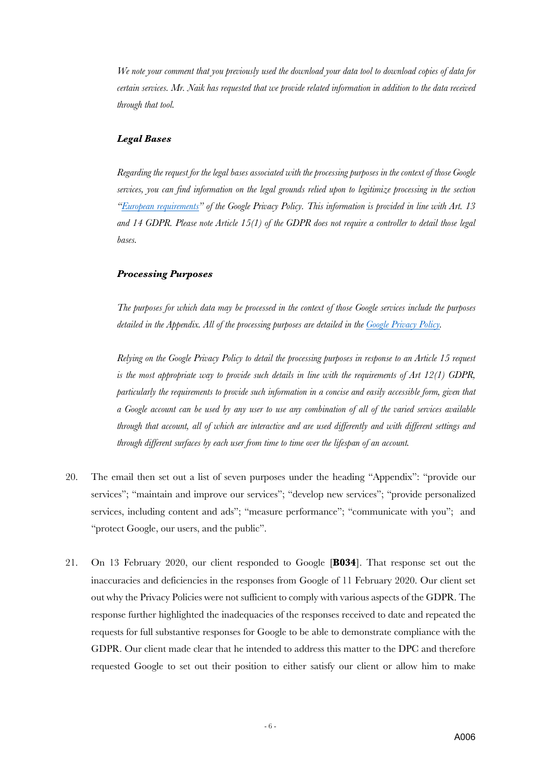*We note your comment that you previously used the download your data tool to download copies of data for certain services. Mr. Naik has requested that we provide related information in addition to the data received through that tool.*

***Legal Bases***

*Regarding the request for the legal bases associated with the processing purposes in the context of those Google services, you can find information on the legal grounds relied upon to legitimize processing in the section "European requirements" of the Google Privacy Policy. This information is provided in line with Art. 13 and 14 GDPR. Please note Article 15(1) of the GDPR does not require a controller to detail those legal bases.*

***Processing Purposes***

*The purposes for which data may be processed in the context of those Google services include the purposes detailed in the Appendix. All of the processing purposes are detailed in the Google Privacy Policy.*

*Relying on the Google Privacy Policy to detail the processing purposes in response to an Article 15 request is the most appropriate way to provide such details in line with the requirements of Art 12(1) GDPR, particularly the requirements to provide such information in a concise and easily accessible form, given that a Google account can be used by any user to use any combination of all of the varied services available through that account, all of which are interactive and are used differently and with different settings and through different surfaces by each user from time to time over the lifespan of an account.*

20. The email then set out a list of seven purposes under the heading "Appendix": "provide our services"; "maintain and improve our services"; "develop new services"; "provide personalized services, including content and ads"; "measure performance"; "communicate with you"; and "protect Google, our users, and the public".

21. On 13 February 2020, our client responded to Google [**B034**]. That response set out the inaccuracies and deficiencies in the responses from Google of 11 February 2020. Our client set out why the Privacy Policies were not sufficient to comply with various aspects of the GDPR. The response further highlighted the inadequacies of the responses received to date and repeated the requests for full substantive responses for Google to be able to demonstrate compliance with the GDPR. Our client made clear that he intended to address this matter to the DPC and therefore requested Google to set out their position to either satisfy our client or allow him to make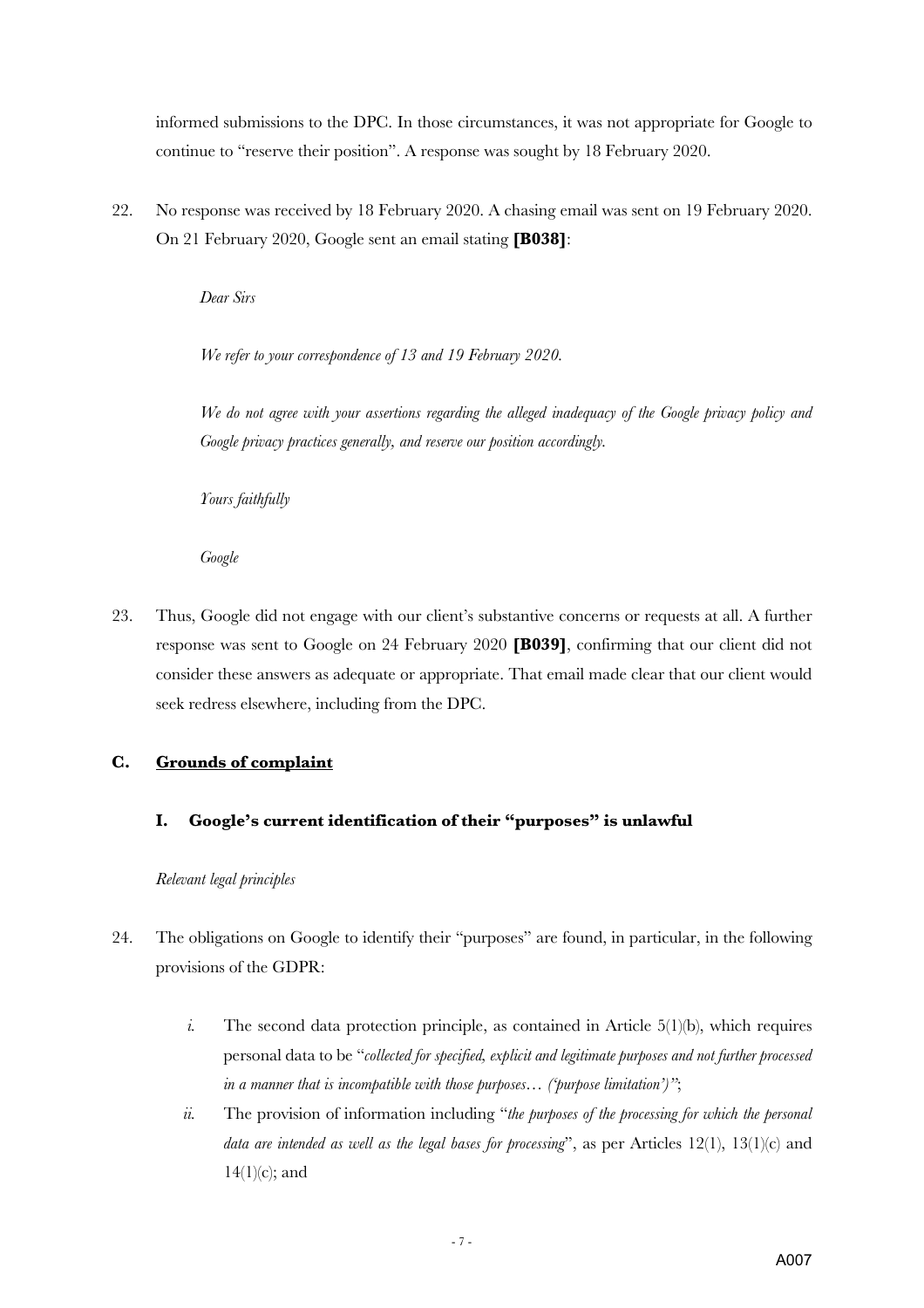informed submissions to the DPC. In those circumstances, it was not appropriate for Google to continue to "reserve their position". A response was sought by 18 February 2020.

22. No response was received by 18 February 2020. A chasing email was sent on 19 February 2020. On 21 February 2020, Google sent an email stating **[B038]**:

> *Dear Sirs*
>
> *We refer to your correspondence of 13 and 19 February 2020.*
>
> *We do not agree with your assertions regarding the alleged inadequacy of the Google privacy policy and Google privacy practices generally, and reserve our position accordingly.*
>
> *Yours faithfully*
>
> *Google*

23. Thus, Google did not engage with our client's substantive concerns or requests at all. A further response was sent to Google on 24 February 2020 **[B039]**, confirming that our client did not consider these answers as adequate or appropriate. That email made clear that our client would seek redress elsewhere, including from the DPC.

## C. <u>Grounds of complaint</u>

### I. Google's current identification of their "purposes" is unlawful

*Relevant legal principles*

24. The obligations on Google to identify their "purposes" are found, in particular, in the following provisions of the GDPR:

    *i.* The second data protection principle, as contained in Article 5(1)(b), which requires personal data to be "*collected for specified, explicit and legitimate purposes and not further processed in a manner that is incompatible with those purposes… ('purpose limitation')*";

    *ii.* The provision of information including "*the purposes of the processing for which the personal data are intended as well as the legal bases for processing*", as per Articles 12(1), 13(1)(c) and 14(1)(c); and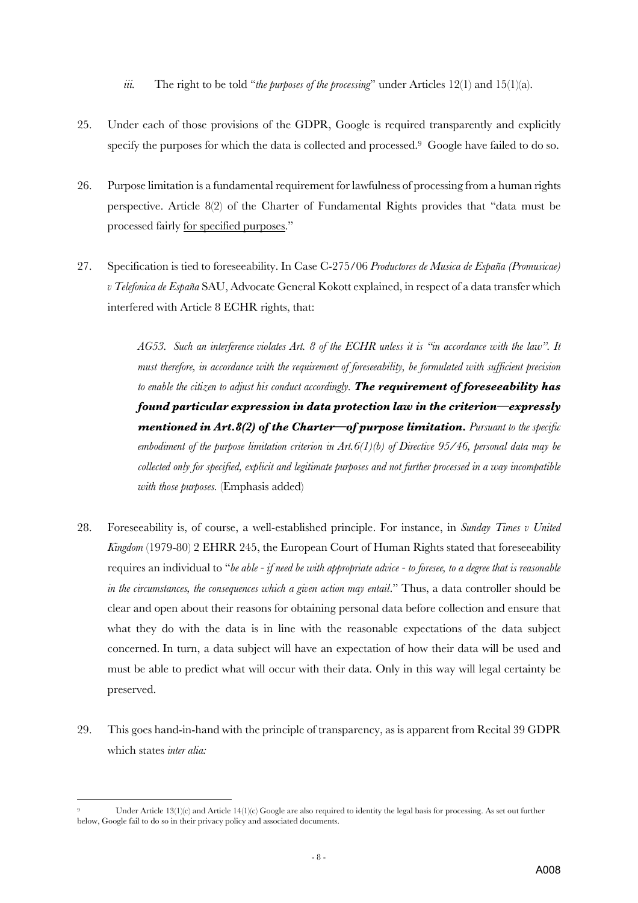*iii.* The right to be told "*the purposes of the processing*" under Articles 12(1) and 15(1)(a).

25. Under each of those provisions of the GDPR, Google is required transparently and explicitly specify the purposes for which the data is collected and processed.[9] Google have failed to do so.

26. Purpose limitation is a fundamental requirement for lawfulness of processing from a human rights perspective. Article 8(2) of the Charter of Fundamental Rights provides that "data must be processed fairly <u>for specified purposes</u>."

27. Specification is tied to foreseeability. In Case C-275/06 *Productores de Musica de España (Promusicae) v Telefonica de España* SAU, Advocate General Kokott explained, in respect of a data transfer which interfered with Article 8 ECHR rights, that:

> *AG53. Such an interference violates Art. 8 of the ECHR unless it is "in accordance with the law". It must therefore, in accordance with the requirement of foreseeability, be formulated with sufficient precision to enable the citizen to adjust his conduct accordingly.* ***The requirement of foreseeability has found particular expression in data protection law in the criterion—expressly mentioned in Art.8(2) of the Charter—of purpose limitation.*** *Pursuant to the specific embodiment of the purpose limitation criterion in Art.6(1)(b) of Directive 95/46, personal data may be collected only for specified, explicit and legitimate purposes and not further processed in a way incompatible with those purposes.* (Emphasis added)

28. Foreseeability is, of course, a well-established principle. For instance, in *Sunday Times v United Kingdom* (1979-80) 2 EHRR 245, the European Court of Human Rights stated that foreseeability requires an individual to "*be able - if need be with appropriate advice - to foresee, to a degree that is reasonable in the circumstances, the consequences which a given action may entail*." Thus, a data controller should be clear and open about their reasons for obtaining personal data before collection and ensure that what they do with the data is in line with the reasonable expectations of the data subject concerned. In turn, a data subject will have an expectation of how their data will be used and must be able to predict what will occur with their data. Only in this way will legal certainty be preserved.

29. This goes hand-in-hand with the principle of transparency, as is apparent from Recital 39 GDPR which states *inter alia:*

---

[9] Under Article 13(1)(c) and Article 14(1)(c) Google are also required to identity the legal basis for processing. As set out further below, Google fail to do so in their privacy policy and associated documents.

A008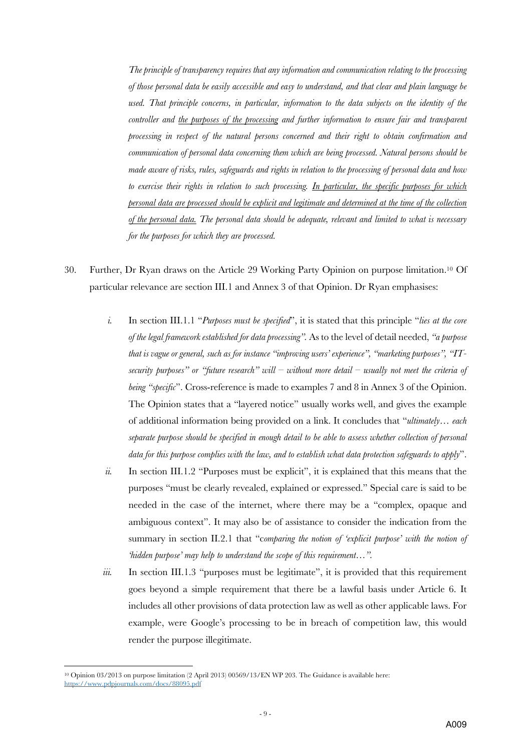> *The principle of transparency requires that any information and communication relating to the processing of those personal data be easily accessible and easy to understand, and that clear and plain language be used. That principle concerns, in particular, information to the data subjects on the identity of the controller and <u>the purposes of the processing</u> and further information to ensure fair and transparent processing in respect of the natural persons concerned and their right to obtain confirmation and communication of personal data concerning them which are being processed. Natural persons should be made aware of risks, rules, safeguards and rights in relation to the processing of personal data and how to exercise their rights in relation to such processing. <u>In particular, the specific purposes for which personal data are processed should be explicit and legitimate and determined at the time of the collection of the personal data.</u> The personal data should be adequate, relevant and limited to what is necessary for the purposes for which they are processed.*

30. Further, Dr Ryan draws on the Article 29 Working Party Opinion on purpose limitation.[10] Of particular relevance are section III.1 and Annex 3 of that Opinion. Dr Ryan emphasises:

    i. In section III.1.1 "*Purposes must be specified*", it is stated that this principle "*lies at the core of the legal framework established for data processing".* As to the level of detail needed, *"a purpose that is vague or general, such as for instance "improving users' experience", "marketing purposes", "IT-security purposes" or "future research" will – without more detail – usually not meet the criteria of being "specific*". Cross-reference is made to examples 7 and 8 in Annex 3 of the Opinion. The Opinion states that a "layered notice" usually works well, and gives the example of additional information being provided on a link. It concludes that "*ultimately… each separate purpose should be specified in enough detail to be able to assess whether collection of personal data for this purpose complies with the law, and to establish what data protection safeguards to apply*".

    ii. In section III.1.2 "Purposes must be explicit", it is explained that this means that the purposes "must be clearly revealed, explained or expressed." Special care is said to be needed in the case of the internet, where there may be a "complex, opaque and ambiguous context". It may also be of assistance to consider the indication from the summary in section II.2.1 that "*comparing the notion of 'explicit purpose' with the notion of 'hidden purpose' may help to understand the scope of this requirement…".*

    iii. In section III.1.3 "purposes must be legitimate", it is provided that this requirement goes beyond a simple requirement that there be a lawful basis under Article 6. It includes all other provisions of data protection law as well as other applicable laws. For example, were Google's processing to be in breach of competition law, this would render the purpose illegitimate.

---

[10] Opinion 03/2013 on purpose limitation (2 April 2013) 00569/13/EN WP 203. The Guidance is available here: https://www.pdpjournals.com/docs/88095.pdf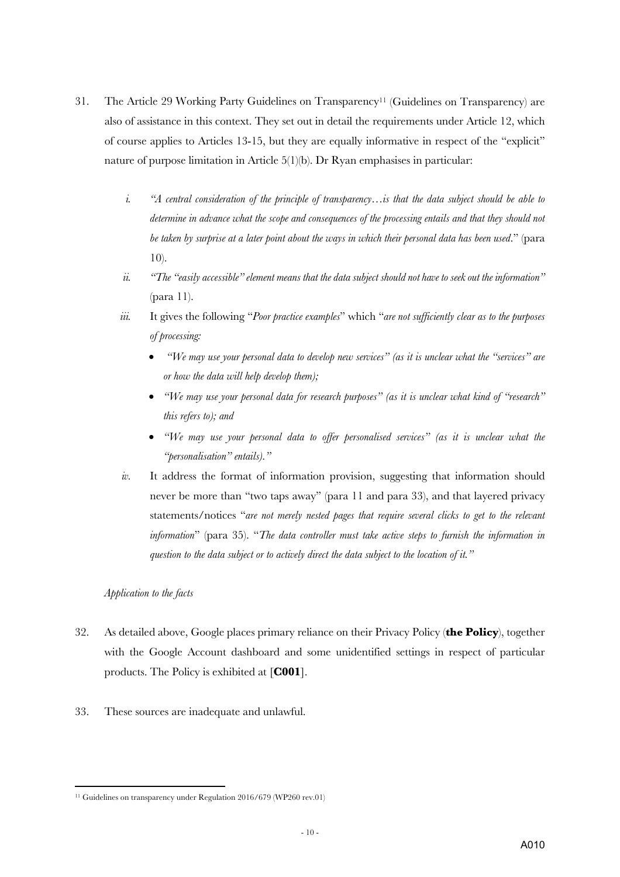31. The Article 29 Working Party Guidelines on Transparency[11] (Guidelines on Transparency) are also of assistance in this context. They set out in detail the requirements under Article 12, which of course applies to Articles 13-15, but they are equally informative in respect of the "explicit" nature of purpose limitation in Article 5(1)(b). Dr Ryan emphasises in particular:

    i. *"A central consideration of the principle of transparency…is that the data subject should be able to determine in advance what the scope and consequences of the processing entails and that they should not be taken by surprise at a later point about the ways in which their personal data has been used*." (para 10).

    ii. *"The "easily accessible" element means that the data subject should not have to seek out the information"* (para 11).

    iii. It gives the following "*Poor practice examples*" which "*are not sufficiently clear as to the purposes of processing:*
        - *"We may use your personal data to develop new services" (as it is unclear what the "services" are or how the data will help develop them);*
        - *"We may use your personal data for research purposes" (as it is unclear what kind of "research" this refers to); and*
        - *"We may use your personal data to offer personalised services" (as it is unclear what the "personalisation" entails)."*

    iv. It address the format of information provision, suggesting that information should never be more than "two taps away" (para 11 and para 33), and that layered privacy statements/notices "*are not merely nested pages that require several clicks to get to the relevant information*" (para 35). "*The data controller must take active steps to furnish the information in question to the data subject or to actively direct the data subject to the location of it."*

*Application to the facts*

32. As detailed above, Google places primary reliance on their Privacy Policy (**the Policy**), together with the Google Account dashboard and some unidentified settings in respect of particular products. The Policy is exhibited at [**C001**].

33. These sources are inadequate and unlawful.

[11] Guidelines on transparency under Regulation 2016/679 (WP260 rev.01)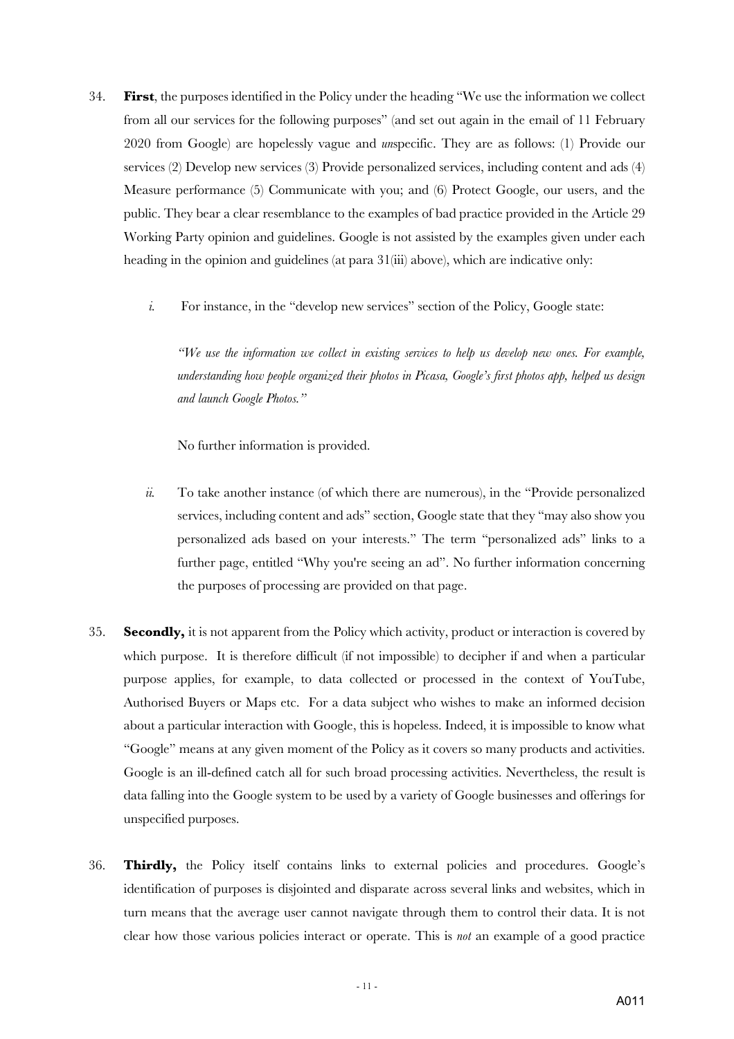34. **First**, the purposes identified in the Policy under the heading "We use the information we collect from all our services for the following purposes" (and set out again in the email of 11 February 2020 from Google) are hopelessly vague and *un*specific. They are as follows: (1) Provide our services (2) Develop new services (3) Provide personalized services, including content and ads (4) Measure performance (5) Communicate with you; and (6) Protect Google, our users, and the public. They bear a clear resemblance to the examples of bad practice provided in the Article 29 Working Party opinion and guidelines. Google is not assisted by the examples given under each heading in the opinion and guidelines (at para 31(iii) above), which are indicative only:

    *i.* For instance, in the "develop new services" section of the Policy, Google state:

    *"We use the information we collect in existing services to help us develop new ones. For example, understanding how people organized their photos in Picasa, Google's first photos app, helped us design and launch Google Photos."*

    No further information is provided.

    *ii.* To take another instance (of which there are numerous), in the "Provide personalized services, including content and ads" section, Google state that they "may also show you personalized ads based on your interests." The term "personalized ads" links to a further page, entitled "Why you're seeing an ad". No further information concerning the purposes of processing are provided on that page.

35. **Secondly,** it is not apparent from the Policy which activity, product or interaction is covered by which purpose. It is therefore difficult (if not impossible) to decipher if and when a particular purpose applies, for example, to data collected or processed in the context of YouTube, Authorised Buyers or Maps etc. For a data subject who wishes to make an informed decision about a particular interaction with Google, this is hopeless. Indeed, it is impossible to know what "Google" means at any given moment of the Policy as it covers so many products and activities. Google is an ill-defined catch all for such broad processing activities. Nevertheless, the result is data falling into the Google system to be used by a variety of Google businesses and offerings for unspecified purposes.

36. **Thirdly,** the Policy itself contains links to external policies and procedures. Google's identification of purposes is disjointed and disparate across several links and websites, which in turn means that the average user cannot navigate through them to control their data. It is not clear how those various policies interact or operate. This is *not* an example of a good practice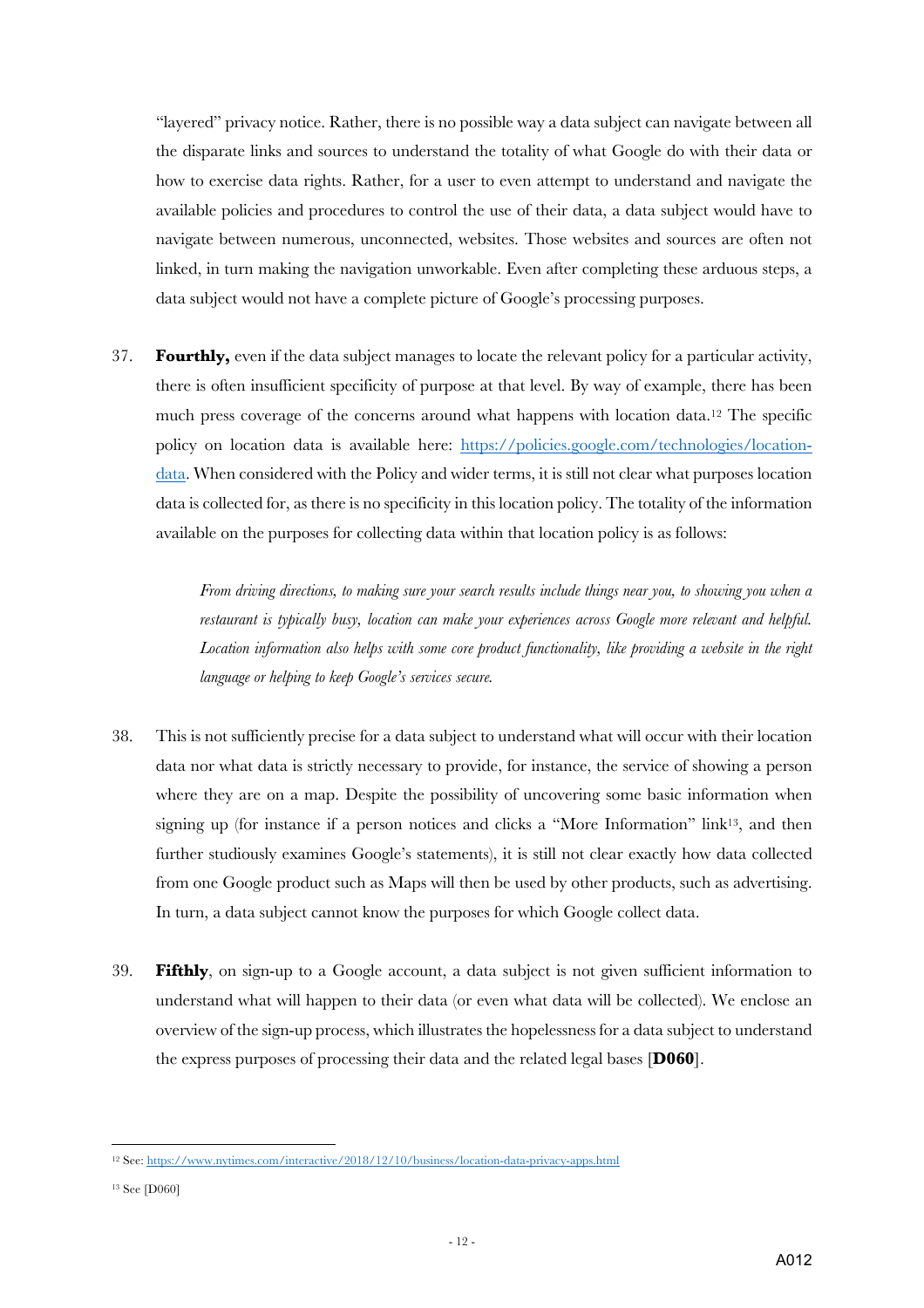"layered" privacy notice. Rather, there is no possible way a data subject can navigate between all the disparate links and sources to understand the totality of what Google do with their data or how to exercise data rights. Rather, for a user to even attempt to understand and navigate the available policies and procedures to control the use of their data, a data subject would have to navigate between numerous, unconnected, websites. Those websites and sources are often not linked, in turn making the navigation unworkable. Even after completing these arduous steps, a data subject would not have a complete picture of Google's processing purposes.

37. **Fourthly,** even if the data subject manages to locate the relevant policy for a particular activity, there is often insufficient specificity of purpose at that level. By way of example, there has been much press coverage of the concerns around what happens with location data.[12] The specific policy on location data is available here: [https://policies.google.com/technologies/location-data](https://policies.google.com/technologies/location-data). When considered with the Policy and wider terms, it is still not clear what purposes location data is collected for, as there is no specificity in this location policy. The totality of the information available on the purposes for collecting data within that location policy is as follows:

> *From driving directions, to making sure your search results include things near you, to showing you when a restaurant is typically busy, location can make your experiences across Google more relevant and helpful. Location information also helps with some core product functionality, like providing a website in the right language or helping to keep Google's services secure.*

38. This is not sufficiently precise for a data subject to understand what will occur with their location data nor what data is strictly necessary to provide, for instance, the service of showing a person where they are on a map. Despite the possibility of uncovering some basic information when signing up (for instance if a person notices and clicks a "More Information" link[13], and then further studiously examines Google's statements), it is still not clear exactly how data collected from one Google product such as Maps will then be used by other products, such as advertising. In turn, a data subject cannot know the purposes for which Google collect data.

39. **Fifthly**, on sign-up to a Google account, a data subject is not given sufficient information to understand what will happen to their data (or even what data will be collected). We enclose an overview of the sign-up process, which illustrates the hopelessness for a data subject to understand the express purposes of processing their data and the related legal bases [**D060**].

---

[12] See: [https://www.nytimes.com/interactive/2018/12/10/business/location-data-privacy-apps.html](https://www.nytimes.com/interactive/2018/12/10/business/location-data-privacy-apps.html)

[13] See [D060]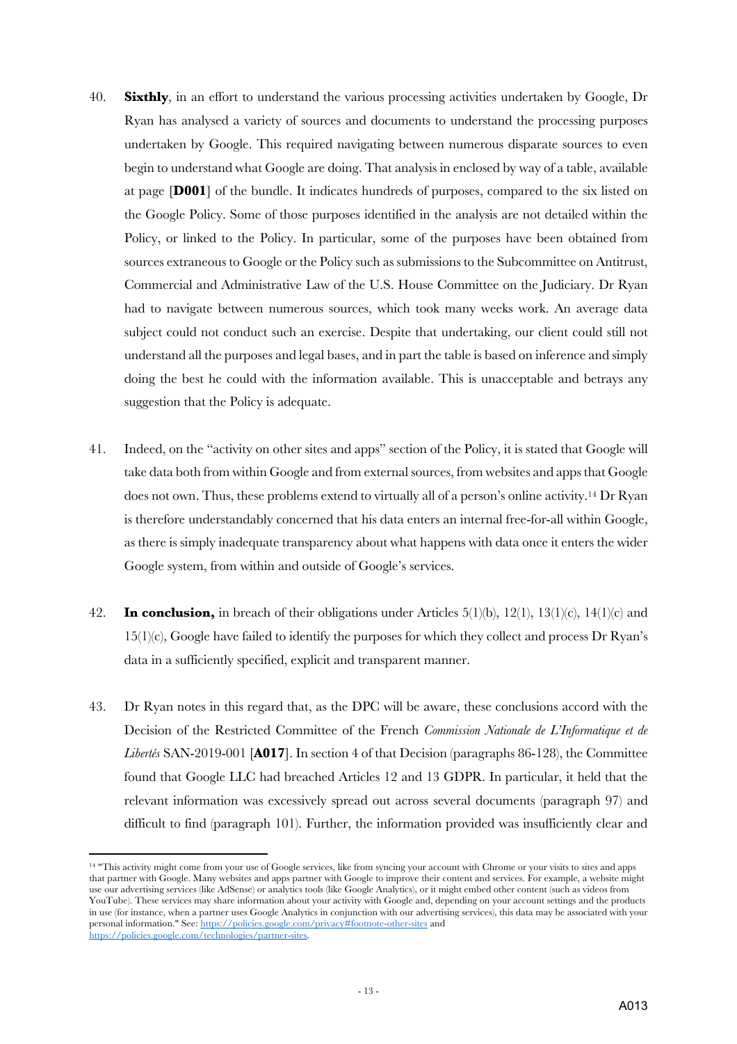40. **Sixthly**, in an effort to understand the various processing activities undertaken by Google, Dr Ryan has analysed a variety of sources and documents to understand the processing purposes undertaken by Google. This required navigating between numerous disparate sources to even begin to understand what Google are doing. That analysis in enclosed by way of a table, available at page [**D001**] of the bundle. It indicates hundreds of purposes, compared to the six listed on the Google Policy. Some of those purposes identified in the analysis are not detailed within the Policy, or linked to the Policy. In particular, some of the purposes have been obtained from sources extraneous to Google or the Policy such as submissions to the Subcommittee on Antitrust, Commercial and Administrative Law of the U.S. House Committee on the Judiciary. Dr Ryan had to navigate between numerous sources, which took many weeks work. An average data subject could not conduct such an exercise. Despite that undertaking, our client could still not understand all the purposes and legal bases, and in part the table is based on inference and simply doing the best he could with the information available. This is unacceptable and betrays any suggestion that the Policy is adequate.

41. Indeed, on the "activity on other sites and apps" section of the Policy, it is stated that Google will take data both from within Google and from external sources, from websites and apps that Google does not own. Thus, these problems extend to virtually all of a person's online activity.[14] Dr Ryan is therefore understandably concerned that his data enters an internal free-for-all within Google, as there is simply inadequate transparency about what happens with data once it enters the wider Google system, from within and outside of Google's services.

42. **In conclusion,** in breach of their obligations under Articles 5(1)(b), 12(1), 13(1)(c), 14(1)(c) and 15(1)(c), Google have failed to identify the purposes for which they collect and process Dr Ryan's data in a sufficiently specified, explicit and transparent manner.

43. Dr Ryan notes in this regard that, as the DPC will be aware, these conclusions accord with the Decision of the Restricted Committee of the French *Commission Nationale de L'Informatique et de Libertés* SAN-2019-001 [**A017**]. In section 4 of that Decision (paragraphs 86-128), the Committee found that Google LLC had breached Articles 12 and 13 GDPR. In particular, it held that the relevant information was excessively spread out across several documents (paragraph 97) and difficult to find (paragraph 101). Further, the information provided was insufficiently clear and

---

[14] "This activity might come from your use of Google services, like from syncing your account with Chrome or your visits to sites and apps that partner with Google. Many websites and apps partner with Google to improve their content and services. For example, a website might use our advertising services (like AdSense) or analytics tools (like Google Analytics), or it might embed other content (such as videos from YouTube). These services may share information about your activity with Google and, depending on your account settings and the products in use (for instance, when a partner uses Google Analytics in conjunction with our advertising services), this data may be associated with your personal information." See: https://policies.google.com/privacy#footnote-other-sites and https://policies.google.com/technologies/partner-sites.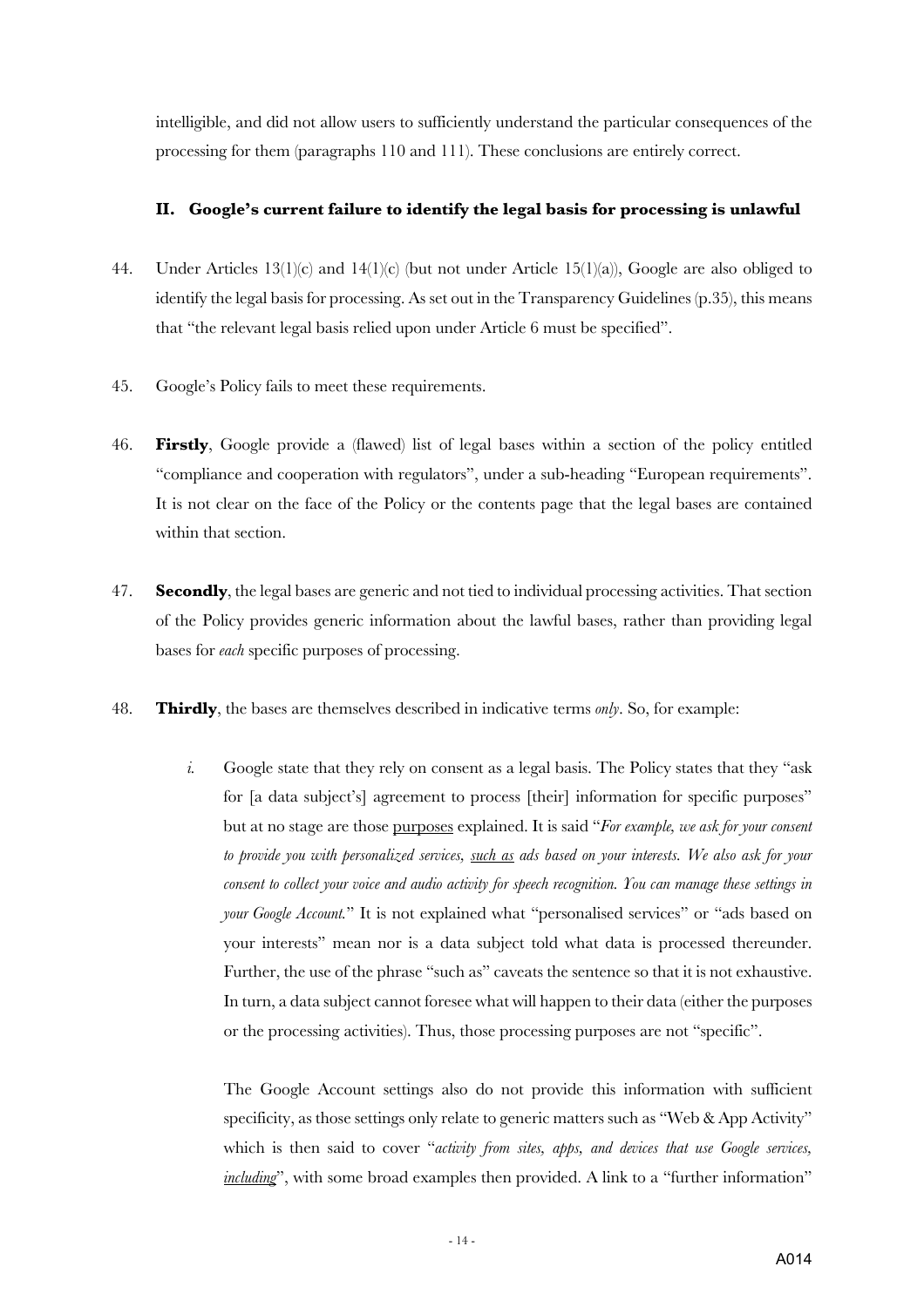intelligible, and did not allow users to sufficiently understand the particular consequences of the processing for them (paragraphs 110 and 111). These conclusions are entirely correct.

### II. Google's current failure to identify the legal basis for processing is unlawful

44. Under Articles 13(1)(c) and 14(1)(c) (but not under Article 15(1)(a)), Google are also obliged to identify the legal basis for processing. As set out in the Transparency Guidelines (p.35), this means that "the relevant legal basis relied upon under Article 6 must be specified".

45. Google's Policy fails to meet these requirements.

46. **Firstly**, Google provide a (flawed) list of legal bases within a section of the policy entitled "compliance and cooperation with regulators", under a sub-heading "European requirements". It is not clear on the face of the Policy or the contents page that the legal bases are contained within that section.

47. **Secondly**, the legal bases are generic and not tied to individual processing activities. That section of the Policy provides generic information about the lawful bases, rather than providing legal bases for *each* specific purposes of processing.

48. **Thirdly**, the bases are themselves described in indicative terms *only*. So, for example:

    *i.* Google state that they rely on consent as a legal basis. The Policy states that they "ask for [a data subject's] agreement to process [their] information for specific purposes" but at no stage are those <u>purposes</u> explained. It is said "*For example, we ask for your consent to provide you with personalized services, <u>such as</u> ads based on your interests. We also ask for your consent to collect your voice and audio activity for speech recognition. You can manage these settings in your Google Account.*" It is not explained what "personalised services" or "ads based on your interests" mean nor is a data subject told what data is processed thereunder. Further, the use of the phrase "such as" caveats the sentence so that it is not exhaustive. In turn, a data subject cannot foresee what will happen to their data (either the purposes or the processing activities). Thus, those processing purposes are not "specific".

    The Google Account settings also do not provide this information with sufficient specificity, as those settings only relate to generic matters such as "Web & App Activity" which is then said to cover "*activity from sites, apps, and devices that use Google services, <u>including</u>*", with some broad examples then provided. A link to a "further information"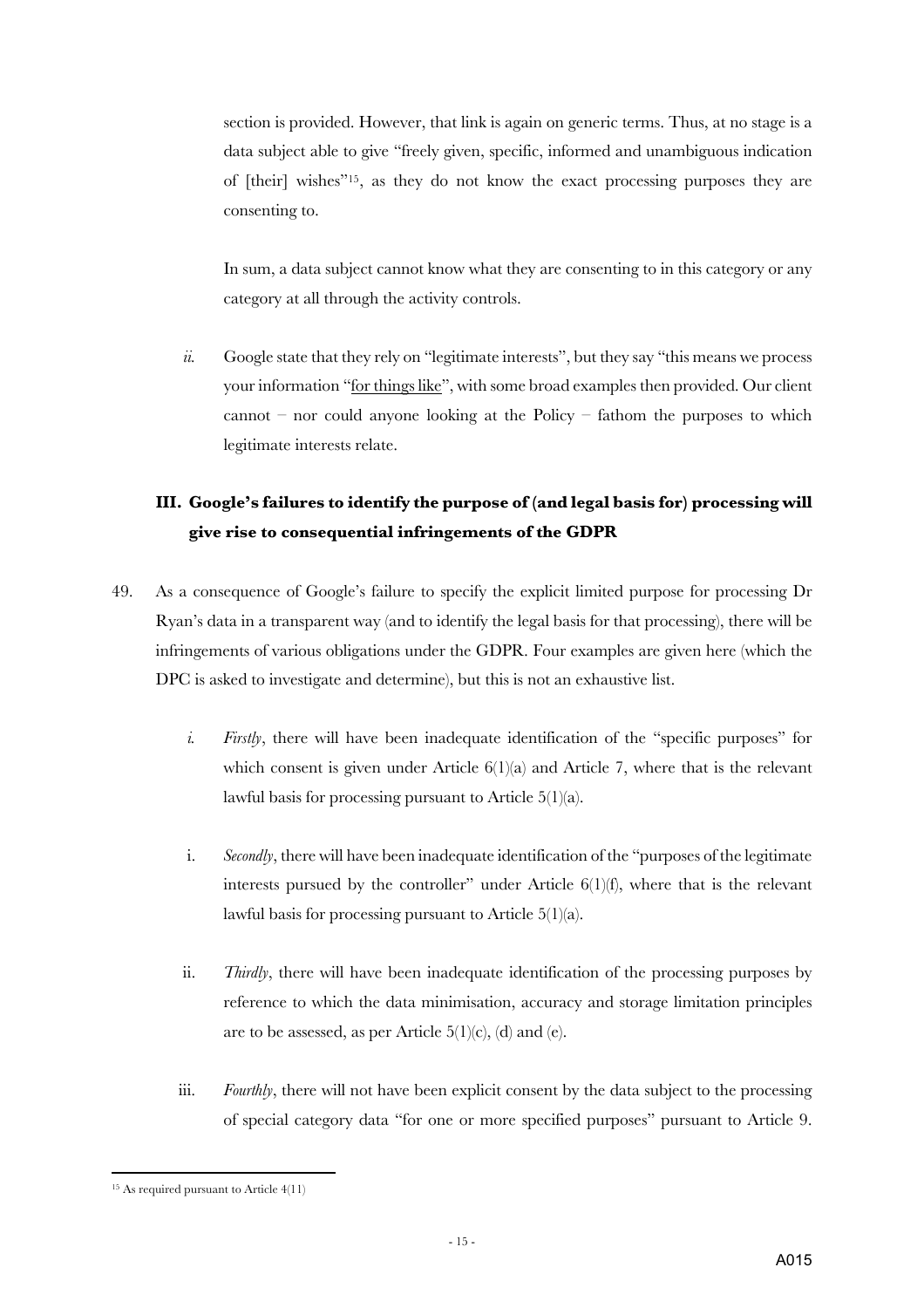section is provided. However, that link is again on generic terms. Thus, at no stage is a data subject able to give "freely given, specific, informed and unambiguous indication of [their] wishes"[15], as they do not know the exact processing purposes they are consenting to.

In sum, a data subject cannot know what they are consenting to in this category or any category at all through the activity controls.

*ii.* Google state that they rely on "legitimate interests", but they say "this means we process your information "<u>for things like</u>", with some broad examples then provided. Our client cannot – nor could anyone looking at the Policy – fathom the purposes to which legitimate interests relate.

### III. Google's failures to identify the purpose of (and legal basis for) processing will give rise to consequential infringements of the GDPR

49. As a consequence of Google's failure to specify the explicit limited purpose for processing Dr Ryan's data in a transparent way (and to identify the legal basis for that processing), there will be infringements of various obligations under the GDPR. Four examples are given here (which the DPC is asked to investigate and determine), but this is not an exhaustive list.

   *i.* *Firstly*, there will have been inadequate identification of the "specific purposes" for which consent is given under Article 6(1)(a) and Article 7, where that is the relevant lawful basis for processing pursuant to Article 5(1)(a).

   i. *Secondly*, there will have been inadequate identification of the "purposes of the legitimate interests pursued by the controller" under Article 6(1)(f), where that is the relevant lawful basis for processing pursuant to Article 5(1)(a).

   ii. *Thirdly*, there will have been inadequate identification of the processing purposes by reference to which the data minimisation, accuracy and storage limitation principles are to be assessed, as per Article 5(1)(c), (d) and (e).

   iii. *Fourthly*, there will not have been explicit consent by the data subject to the processing of special category data "for one or more specified purposes" pursuant to Article 9.

[15] As required pursuant to Article 4(11)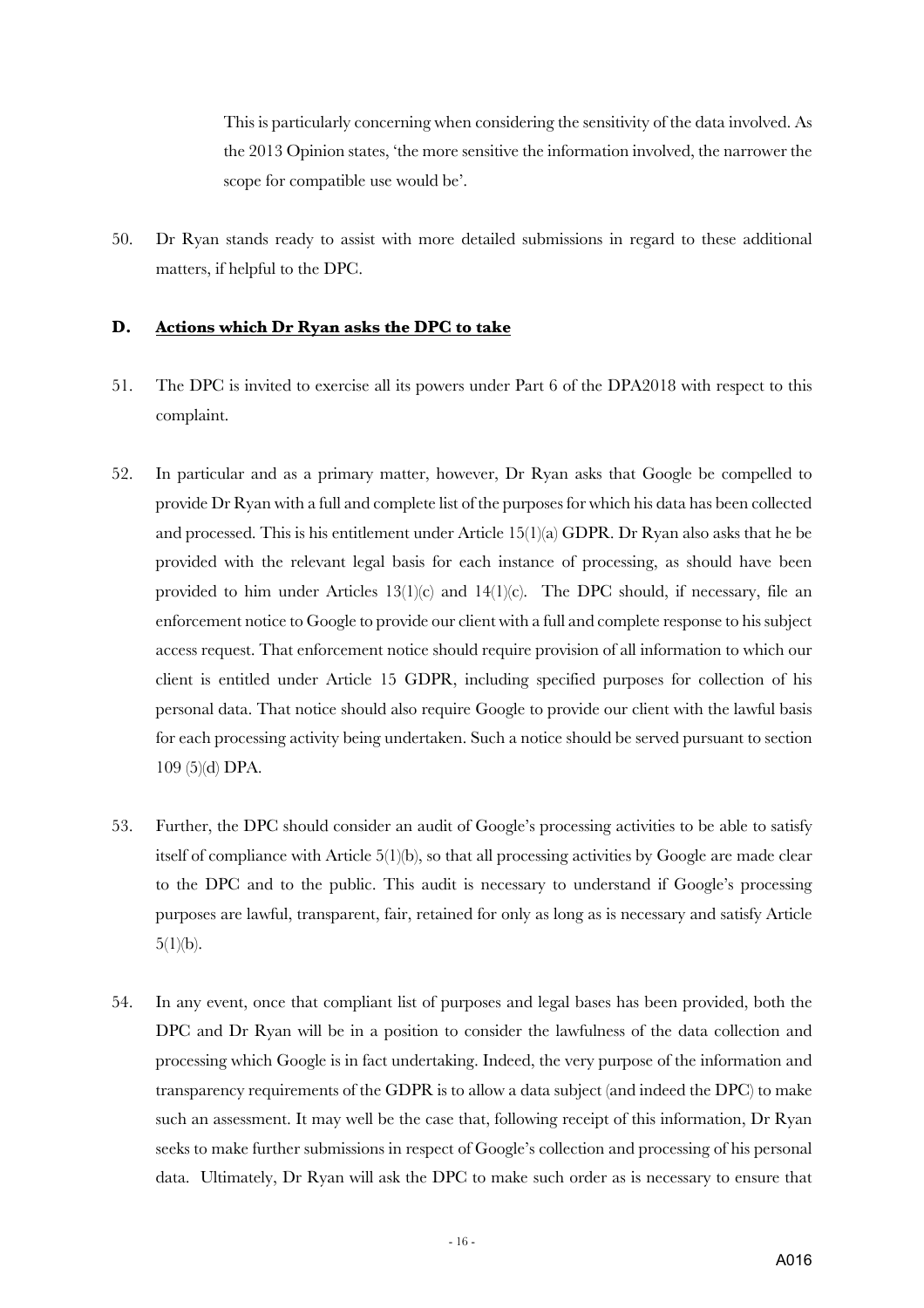This is particularly concerning when considering the sensitivity of the data involved. As the 2013 Opinion states, 'the more sensitive the information involved, the narrower the scope for compatible use would be'.

50. Dr Ryan stands ready to assist with more detailed submissions in regard to these additional matters, if helpful to the DPC.

## D. <u>Actions which Dr Ryan asks the DPC to take</u>

51. The DPC is invited to exercise all its powers under Part 6 of the DPA2018 with respect to this complaint.

52. In particular and as a primary matter, however, Dr Ryan asks that Google be compelled to provide Dr Ryan with a full and complete list of the purposes for which his data has been collected and processed. This is his entitlement under Article 15(1)(a) GDPR. Dr Ryan also asks that he be provided with the relevant legal basis for each instance of processing, as should have been provided to him under Articles 13(1)(c) and 14(1)(c). The DPC should, if necessary, file an enforcement notice to Google to provide our client with a full and complete response to his subject access request. That enforcement notice should require provision of all information to which our client is entitled under Article 15 GDPR, including specified purposes for collection of his personal data. That notice should also require Google to provide our client with the lawful basis for each processing activity being undertaken. Such a notice should be served pursuant to section 109 (5)(d) DPA.

53. Further, the DPC should consider an audit of Google's processing activities to be able to satisfy itself of compliance with Article 5(1)(b), so that all processing activities by Google are made clear to the DPC and to the public. This audit is necessary to understand if Google's processing purposes are lawful, transparent, fair, retained for only as long as is necessary and satisfy Article 5(1)(b).

54. In any event, once that compliant list of purposes and legal bases has been provided, both the DPC and Dr Ryan will be in a position to consider the lawfulness of the data collection and processing which Google is in fact undertaking. Indeed, the very purpose of the information and transparency requirements of the GDPR is to allow a data subject (and indeed the DPC) to make such an assessment. It may well be the case that, following receipt of this information, Dr Ryan seeks to make further submissions in respect of Google's collection and processing of his personal data. Ultimately, Dr Ryan will ask the DPC to make such order as is necessary to ensure that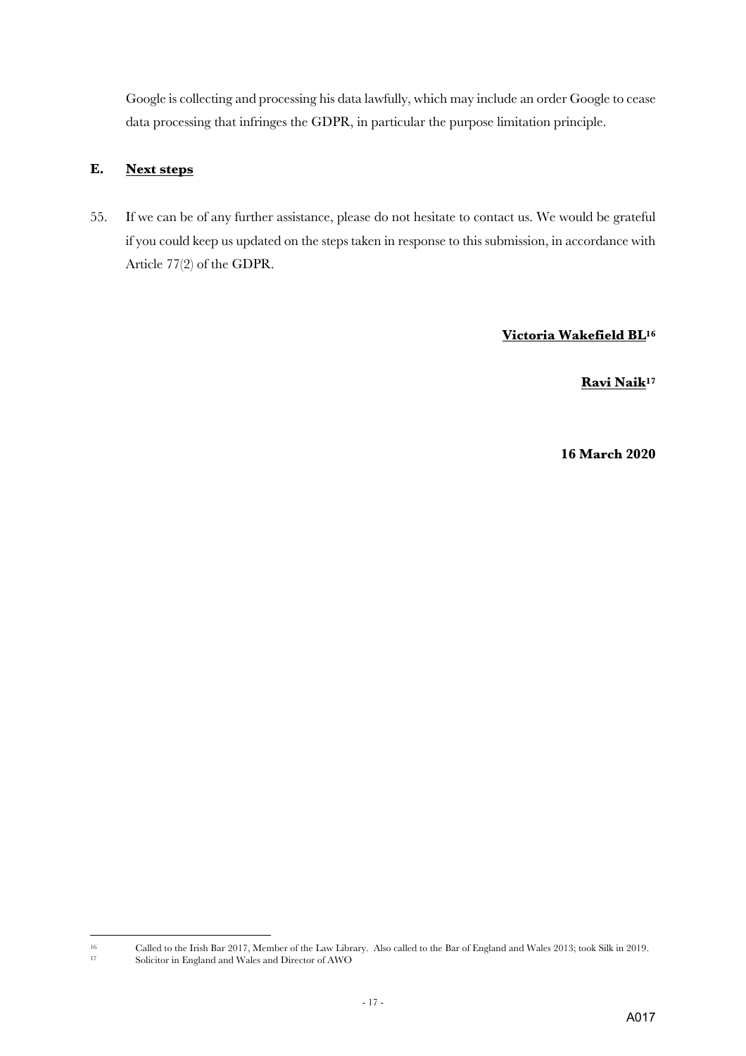Google is collecting and processing his data lawfully, which may include an order Google to cease data processing that infringes the GDPR, in particular the purpose limitation principle.

## E. Next steps

55. If we can be of any further assistance, please do not hesitate to contact us. We would be grateful if you could keep us updated on the steps taken in response to this submission, in accordance with Article 77(2) of the GDPR.

**Victoria Wakefield BL**[16]

**Ravi Naik**[17]

**16 March 2020**

[16] Called to the Irish Bar 2017, Member of the Law Library. Also called to the Bar of England and Wales 2013; took Silk in 2019.

[17] Solicitor in England and Wales and Director of AWO

A017